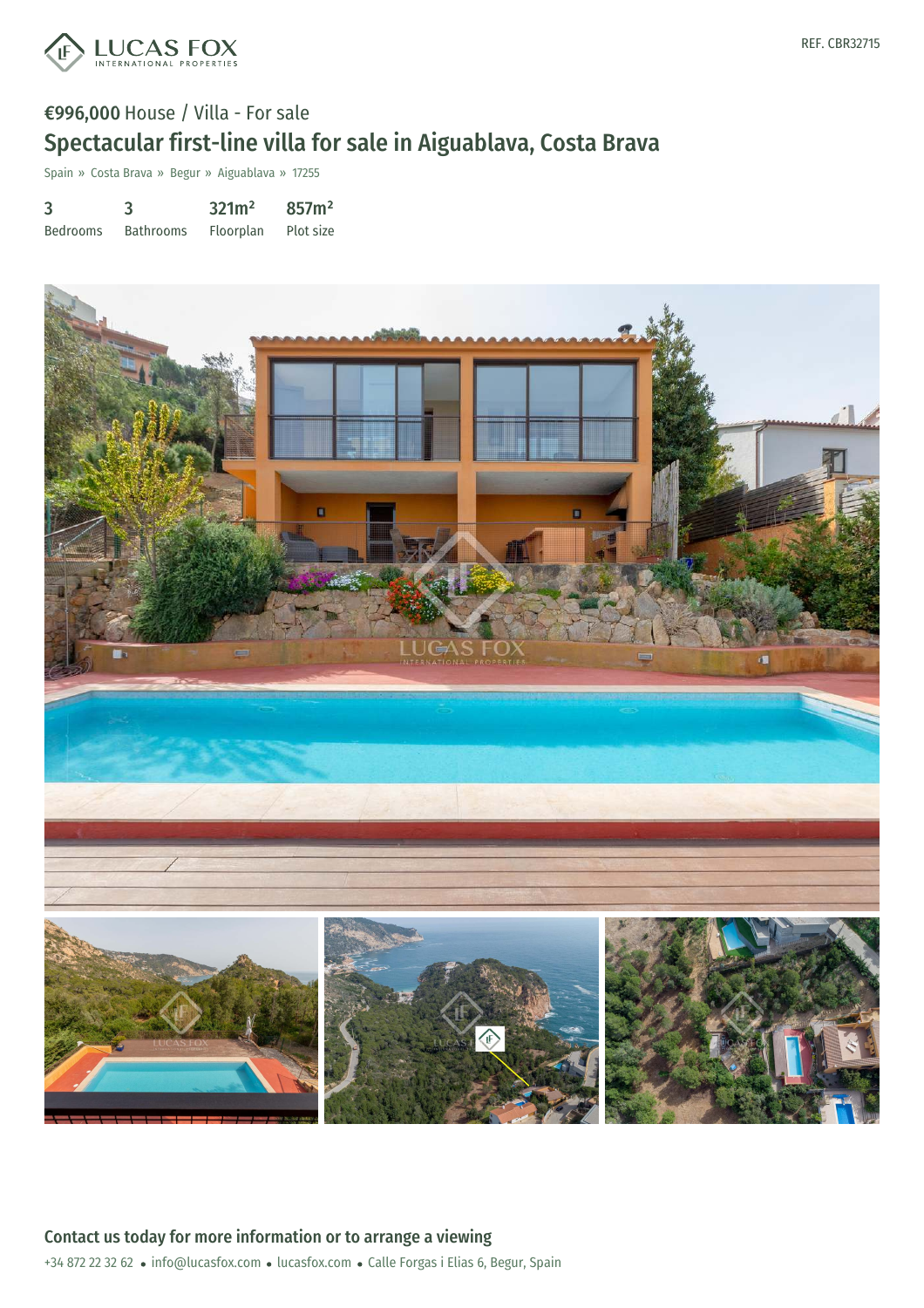REF. CBR32715

€996,000 House / Villa - For sale

# Spectacular first-line villa for sale in Aiguablava, Costa Brava

Spain » Costa Brava » Begur » Aiguablava » 17255

| 3 | 3 | 321m² | 857m² |
|---|---|---|---|
| Bedrooms | Bathrooms | Floorplan | Plot size |

## Contact us today for more information or to arrange a viewing

+34 872 22 32 62 • info@lucasfox.com • lucasfox.com • Calle Forgas i Elias 6, Begur, Spain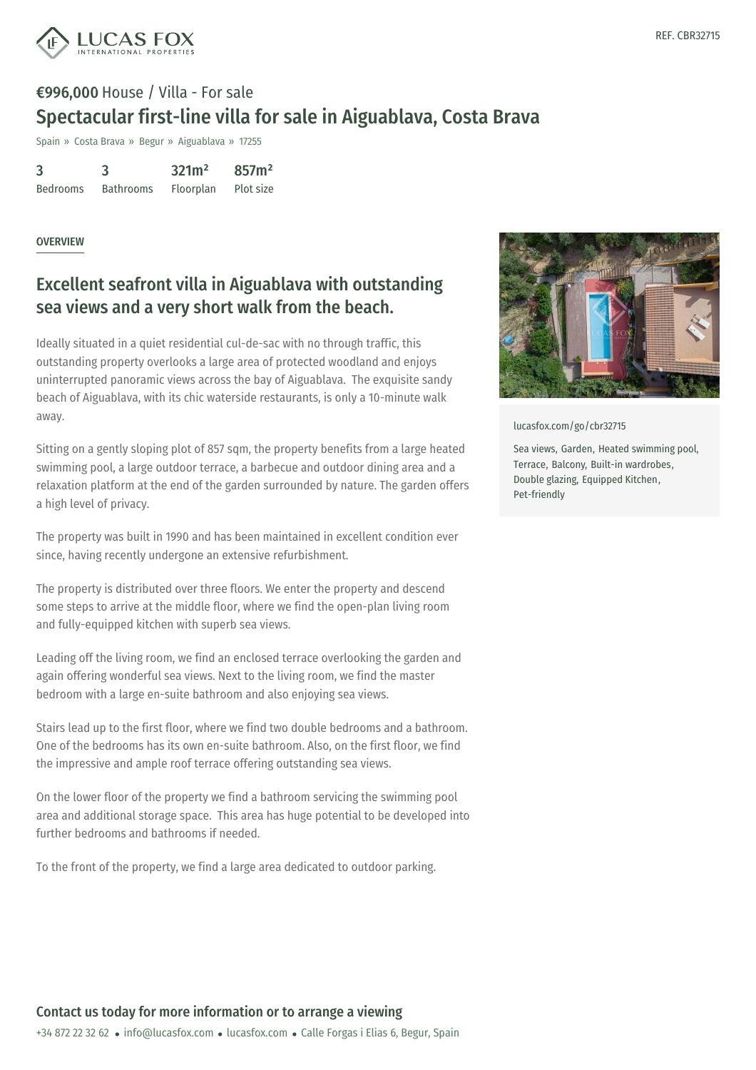REF. CBR32715

**€996,000** House / Villa - For sale

# Spectacular first-line villa for sale in Aiguablava, Costa Brava

Spain » Costa Brava » Begur » Aiguablava » 17255

| 3 | 3 | 321m² | 857m² |
|---|---|---|---|
| Bedrooms | Bathrooms | Floorplan | Plot size |

## OVERVIEW

## Excellent seafront villa in Aiguablava with outstanding sea views and a very short walk from the beach.

Ideally situated in a quiet residential cul-de-sac with no through traffic, this outstanding property overlooks a large area of protected woodland and enjoys uninterrupted panoramic views across the bay of Aiguablava. The exquisite sandy beach of Aiguablava, with its chic waterside restaurants, is only a 10-minute walk away.

Sitting on a gently sloping plot of 857 sqm, the property benefits from a large heated swimming pool, a large outdoor terrace, a barbecue and outdoor dining area and a relaxation platform at the end of the garden surrounded by nature. The garden offers a high level of privacy.

The property was built in 1990 and has been maintained in excellent condition ever since, having recently undergone an extensive refurbishment.

The property is distributed over three floors. We enter the property and descend some steps to arrive at the middle floor, where we find the open-plan living room and fully-equipped kitchen with superb sea views.

Leading off the living room, we find an enclosed terrace overlooking the garden and again offering wonderful sea views. Next to the living room, we find the master bedroom with a large en-suite bathroom and also enjoying sea views.

Stairs lead up to the first floor, where we find two double bedrooms and a bathroom. One of the bedrooms has its own en-suite bathroom. Also, on the first floor, we find the impressive and ample roof terrace offering outstanding sea views.

On the lower floor of the property we find a bathroom servicing the swimming pool area and additional storage space. This area has huge potential to be developed into further bedrooms and bathrooms if needed.

To the front of the property, we find a large area dedicated to outdoor parking.

lucasfox.com/go/cbr32715

Sea views, Garden, Heated swimming pool, Terrace, Balcony, Built-in wardrobes, Double glazing, Equipped Kitchen, Pet-friendly

## Contact us today for more information or to arrange a viewing

+34 872 22 32 62 • info@lucasfox.com • lucasfox.com • Calle Forgas i Elias 6, Begur, Spain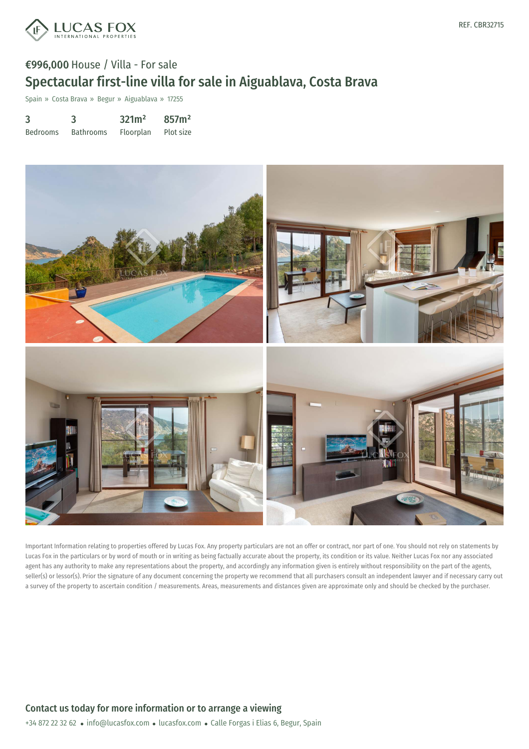REF. CBR32715

**€996,000** House / Villa - For sale

# Spectacular first-line villa for sale in Aiguablava, Costa Brava

Spain » Costa Brava » Begur » Aiguablava » 17255

| 3 | 3 | 321m² | 857m² |
|---|---|---|---|
| Bedrooms | Bathrooms | Floorplan | Plot size |

Important Information relating to properties offered by Lucas Fox. Any property particulars are not an offer or contract, nor part of one. You should not rely on statements by Lucas Fox in the particulars or by word of mouth or in writing as being factually accurate about the property, its condition or its value. Neither Lucas Fox nor any associated agent has any authority to make any representations about the property, and accordingly any information given is entirely without responsibility on the part of the agents, seller(s) or lessor(s). Prior the signature of any document concerning the property we recommend that all purchasers consult an independent lawyer and if necessary carry out a survey of the property to ascertain condition / measurements. Areas, measurements and distances given are approximate only and should be checked by the purchaser.

## Contact us today for more information or to arrange a viewing

+34 872 22 32 62 • info@lucasfox.com • lucasfox.com • Calle Forgas i Elias 6, Begur, Spain